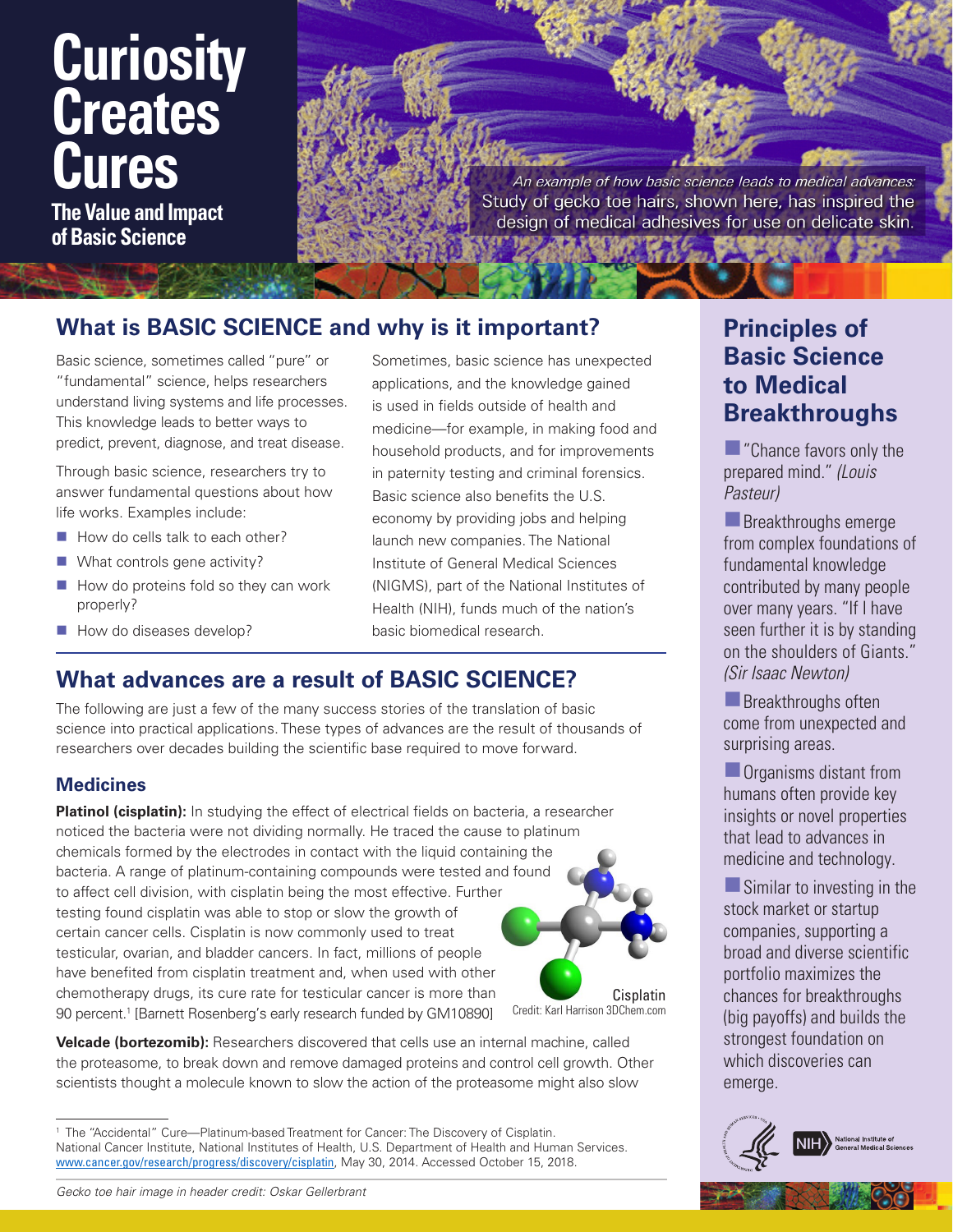# Curiosity Creates Cures

**The Value and Impact of Basic Science**

*An example of how basic science leads to medical advances:* Study of gecko toe hairs, shown here, has inspired the design of medical adhesives for use on delicate skin.

## What is BASIC SCIENCE and why is it important?

Basic science, sometimes called "pure" or "fundamental" science, helps researchers understand living systems and life processes. This knowledge leads to better ways to predict, prevent, diagnose, and treat disease.

Through basic science, researchers try to answer fundamental questions about how life works. Examples include:

- How do cells talk to each other?
- What controls gene activity?
- How do proteins fold so they can work properly?
- How do diseases develop?

Sometimes, basic science has unexpected applications, and the knowledge gained is used in fields outside of health and medicine—for example, in making food and household products, and for improvements in paternity testing and criminal forensics. Basic science also benefits the U.S. economy by providing jobs and helping launch new companies. The National Institute of General Medical Sciences (NIGMS), part of the National Institutes of Health (NIH), funds much of the nation's basic biomedical research.

## What advances are a result of BASIC SCIENCE?

The following are just a few of the many success stories of the translation of basic science into practical applications. These types of advances are the result of thousands of researchers over decades building the scientific base required to move forward.

### Medicines

**Platinol (cisplatin):** In studying the effect of electrical fields on bacteria, a researcher noticed the bacteria were not dividing normally. He traced the cause to platinum chemicals formed by the electrodes in contact with the liquid containing the bacteria. A range of platinum-containing compounds were tested and found to affect cell division, with cisplatin being the most effective. Further testing found cisplatin was able to stop or slow the growth of certain cancer cells. Cisplatin is now commonly used to treat testicular, ovarian, and bladder cancers. In fact, millions of people have benefited from cisplatin treatment and, when used with other chemotherapy drugs, its cure rate for testicular cancer is more than 90 percent.[1] [Barnett Rosenberg's early research funded by GM10890]

Cisplatin
Credit: Karl Harrison 3DChem.com

**Velcade (bortezomib):** Researchers discovered that cells use an internal machine, called the proteasome, to break down and remove damaged proteins and control cell growth. Other scientists thought a molecule known to slow the action of the proteasome might also slow

## Principles of Basic Science to Medical Breakthroughs

- "Chance favors only the prepared mind." *(Louis Pasteur)*
- Breakthroughs emerge from complex foundations of fundamental knowledge contributed by many people over many years. "If I have seen further it is by standing on the shoulders of Giants." *(Sir Isaac Newton)*
- Breakthroughs often come from unexpected and surprising areas.
- Organisms distant from humans often provide key insights or novel properties that lead to advances in medicine and technology.
- Similar to investing in the stock market or startup companies, supporting a broad and diverse scientific portfolio maximizes the chances for breakthroughs (big payoffs) and builds the strongest foundation on which discoveries can emerge.

NIH National Institute of General Medical Sciences

[1] The "Accidental" Cure—Platinum-based Treatment for Cancer: The Discovery of Cisplatin. National Cancer Institute, National Institutes of Health, U.S. Department of Health and Human Services. www.cancer.gov/research/progress/discovery/cisplatin, May 30, 2014. Accessed October 15, 2018.

*Gecko toe hair image in header credit: Oskar Gellerbrant*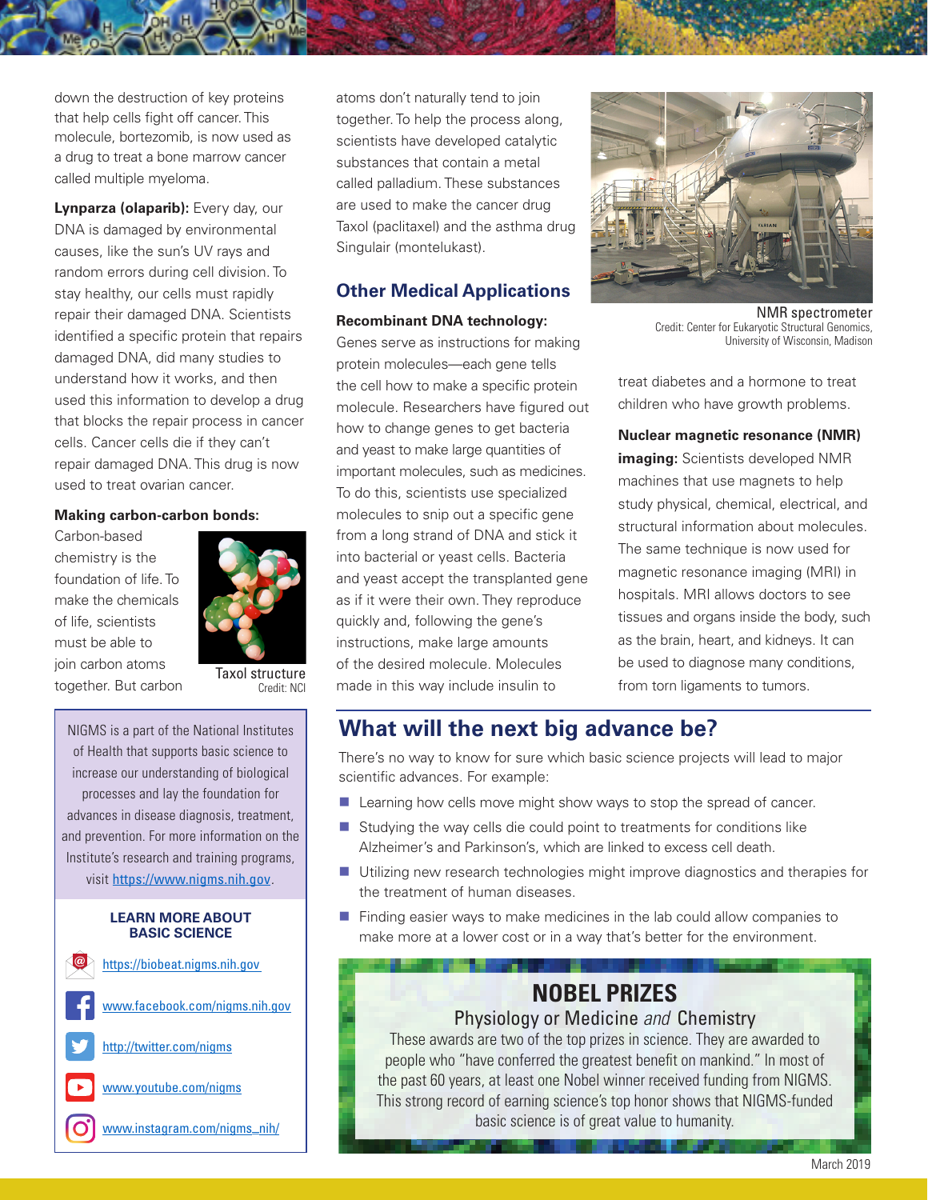down the destruction of key proteins that help cells fight off cancer. This molecule, bortezomib, is now used as a drug to treat a bone marrow cancer called multiple myeloma.

**Lynparza (olaparib):** Every day, our DNA is damaged by environmental causes, like the sun's UV rays and random errors during cell division. To stay healthy, our cells must rapidly repair their damaged DNA. Scientists identified a specific protein that repairs damaged DNA, did many studies to understand how it works, and then used this information to develop a drug that blocks the repair process in cancer cells. Cancer cells die if they can't repair damaged DNA. This drug is now used to treat ovarian cancer.

**Making carbon-carbon bonds:** Carbon-based chemistry is the foundation of life. To make the chemicals of life, scientists must be able to join carbon atoms together. But carbon atoms don't naturally tend to join together. To help the process along, scientists have developed catalytic substances that contain a metal called palladium. These substances are used to make the cancer drug Taxol (paclitaxel) and the asthma drug Singulair (montelukast).

Taxol structure
Credit: NCI

## Other Medical Applications

**Recombinant DNA technology:** Genes serve as instructions for making protein molecules—each gene tells the cell how to make a specific protein molecule. Researchers have figured out how to change genes to get bacteria and yeast to make large quantities of important molecules, such as medicines. To do this, scientists use specialized molecules to snip out a specific gene from a long strand of DNA and stick it into bacterial or yeast cells. Bacteria and yeast accept the transplanted gene as if it were their own. They reproduce quickly and, following the gene's instructions, make large amounts of the desired molecule. Molecules made in this way include insulin to treat diabetes and a hormone to treat children who have growth problems.

NMR spectrometer
Credit: Center for Eukaryotic Structural Genomics, University of Wisconsin, Madison

**Nuclear magnetic resonance (NMR) imaging:** Scientists developed NMR machines that use magnets to help study physical, chemical, electrical, and structural information about molecules. The same technique is now used for magnetic resonance imaging (MRI) in hospitals. MRI allows doctors to see tissues and organs inside the body, such as the brain, heart, and kidneys. It can be used to diagnose many conditions, from torn ligaments to tumors.

NIGMS is a part of the National Institutes of Health that supports basic science to increase our understanding of biological processes and lay the foundation for advances in disease diagnosis, treatment, and prevention. For more information on the Institute's research and training programs, visit https://www.nigms.nih.gov.

### LEARN MORE ABOUT BASIC SCIENCE

https://biobeat.nigms.nih.gov

www.facebook.com/nigms.nih.gov

http://twitter.com/nigms

www.youtube.com/nigms

www.instagram.com/nigms_nih/

## What will the next big advance be?

There's no way to know for sure which basic science projects will lead to major scientific advances. For example:

- Learning how cells move might show ways to stop the spread of cancer.
- Studying the way cells die could point to treatments for conditions like Alzheimer's and Parkinson's, which are linked to excess cell death.
- Utilizing new research technologies might improve diagnostics and therapies for the treatment of human diseases.
- Finding easier ways to make medicines in the lab could allow companies to make more at a lower cost or in a way that's better for the environment.

## NOBEL PRIZES

### Physiology or Medicine *and* Chemistry

These awards are two of the top prizes in science. They are awarded to people who "have conferred the greatest benefit on mankind." In most of the past 60 years, at least one Nobel winner received funding from NIGMS. This strong record of earning science's top honor shows that NIGMS-funded basic science is of great value to humanity.

March 2019